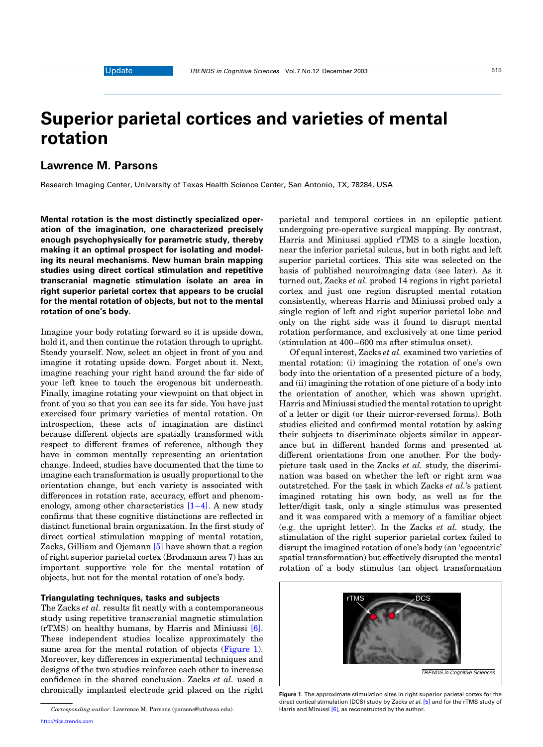# Superior parietal cortices and varieties of mental rotation

## Lawrence M. Parsons

Research Imaging Center, University of Texas Health Science Center, San Antonio, TX, 78284, USA

**Mental rotation is the most distinctly specialized operation of the imagination, one characterized precisely enough psychophysically for parametric study, thereby making it an optimal prospect for isolating and modeling its neural mechanisms. New human brain mapping studies using direct cortical stimulation and repetitive transcranial magnetic stimulation isolate an area in right superior parietal cortex that appears to be crucial for the mental rotation of objects, but not to the mental rotation of one's body.**

Imagine your body rotating forward so it is upside down, hold it, and then continue the rotation through to upright. Steady yourself. Now, select an object in front of you and imagine it rotating upside down. Forget about it. Next, imagine reaching your right hand around the far side of your left knee to touch the erogenous bit underneath. Finally, imagine rotating your viewpoint on that object in front of you so that you can see its far side. You have just exercised four primary varieties of mental rotation. On introspection, these acts of imagination are distinct because different objects are spatially transformed with respect to different frames of reference, although they have in common mentally representing an orientation change. Indeed, studies have documented that the time to imagine each transformation is usually proportional to the orientation change, but each variety is associated with differences in rotation rate, accuracy, effort and phenomenology, among other characteristics [1–4]. A new study confirms that these cognitive distinctions are reflected in distinct functional brain organization. In the first study of direct cortical stimulation mapping of mental rotation, Zacks, Gilliam and Ojemann [5] have shown that a region of right superior parietal cortex (Brodmann area 7) has an important supportive role for the mental rotation of objects, but not for the mental rotation of one's body.

### Triangulating techniques, tasks and subjects

The Zacks *et al.* results fit neatly with a contemporaneous study using repetitive transcranial magnetic stimulation (rTMS) on healthy humans, by Harris and Miniussi [6]. These independent studies localize approximately the same area for the mental rotation of objects (Figure 1). Moreover, key differences in experimental techniques and designs of the two studies reinforce each other to increase confidence in the shared conclusion. Zacks *et al.* used a chronically implanted electrode grid placed on the right parietal and temporal cortices in an epileptic patient undergoing pre-operative surgical mapping. By contrast, Harris and Miniussi applied rTMS to a single location, near the inferior parietal sulcus, but in both right and left superior parietal cortices. This site was selected on the basis of published neuroimaging data (see later). As it turned out, Zacks *et al.* probed 14 regions in right parietal cortex and just one region disrupted mental rotation consistently, whereas Harris and Miniussi probed only a single region of left and right superior parietal lobe and only on the right side was it found to disrupt mental rotation performance, and exclusively at one time period (stimulation at 400–600 ms after stimulus onset).

Of equal interest, Zacks *et al.* examined two varieties of mental rotation: (i) imagining the rotation of one's own body into the orientation of a presented picture of a body, and (ii) imagining the rotation of one picture of a body into the orientation of another, which was shown upright. Harris and Miniussi studied the mental rotation to upright of a letter or digit (or their mirror-reversed forms). Both studies elicited and confirmed mental rotation by asking their subjects to discriminate objects similar in appearance but in different handed forms and presented at different orientations from one another. For the body-picture task used in the Zacks *et al.* study, the discrimination was based on whether the left or right arm was outstretched. For the task in which Zacks *et al.*'s patient imagined rotating his own body, as well as for the letter/digit task, only a single stimulus was presented and it was compared with a memory of a familiar object (e.g. the upright letter). In the Zacks *et al.* study, the stimulation of the right superior parietal cortex failed to disrupt the imagined rotation of one's body (an 'egocentric' spatial transformation) but effectively disrupted the mental rotation of a body stimulus (an object transformation

**Figure 1.** The approximate stimulation sites in right superior parietal cortex for the direct cortical stimulation (DCS) study by Zacks *et al.* [5] and for the rTMS study of Harris and Minussi [6], as reconstructed by the author.

Corresponding author: Lawrence M. Parsons (parsons@uthscsa.edu).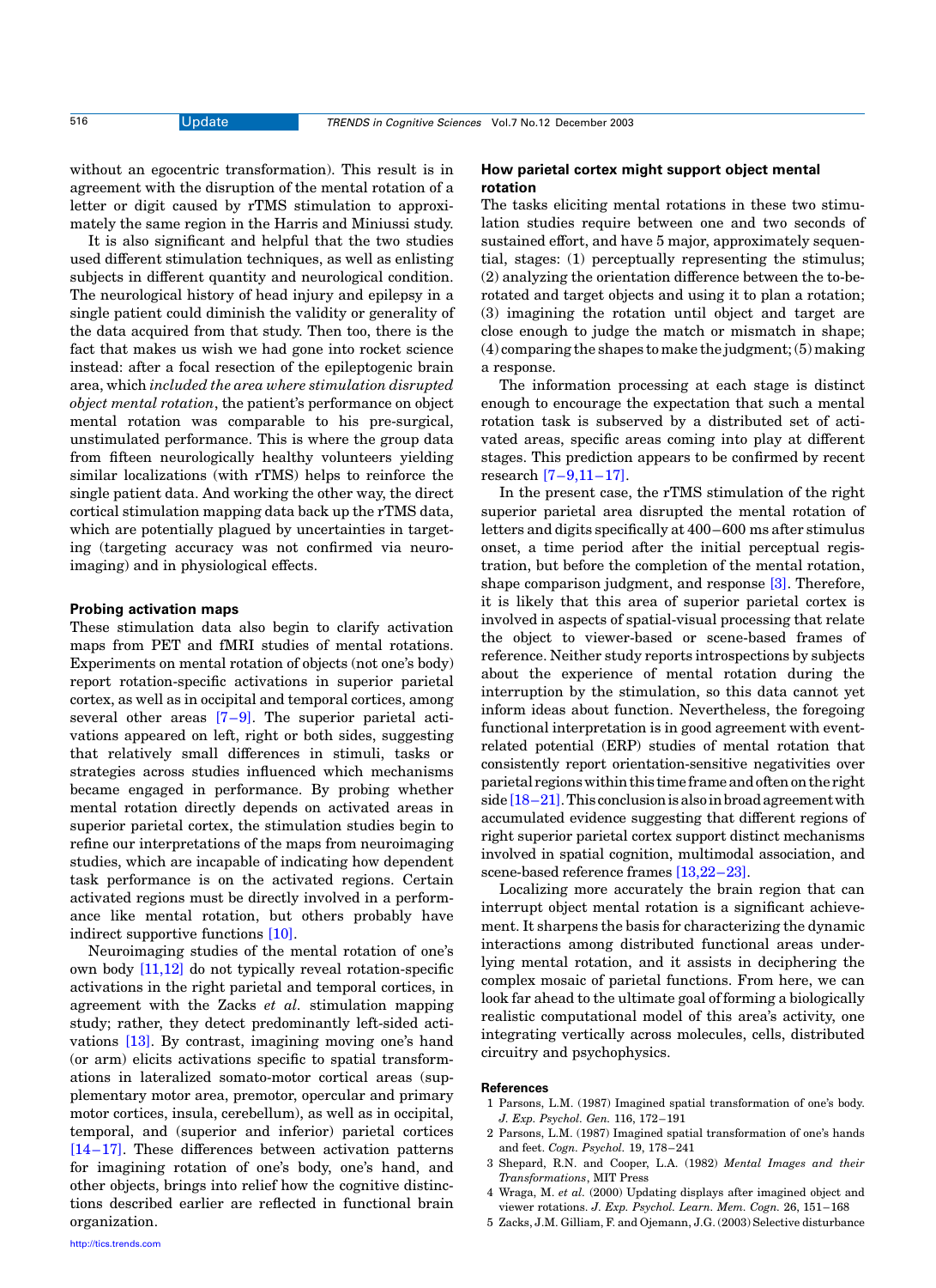without an egocentric transformation). This result is in agreement with the disruption of the mental rotation of a letter or digit caused by rTMS stimulation to approximately the same region in the Harris and Miniussi study.

It is also significant and helpful that the two studies used different stimulation techniques, as well as enlisting subjects in different quantity and neurological condition. The neurological history of head injury and epilepsy in a single patient could diminish the validity or generality of the data acquired from that study. Then too, there is the fact that makes us wish we had gone into rocket science instead: after a focal resection of the epileptogenic brain area, which *included the area where stimulation disrupted object mental rotation*, the patient's performance on object mental rotation was comparable to his pre-surgical, unstimulated performance. This is where the group data from fifteen neurologically healthy volunteers yielding similar localizations (with rTMS) helps to reinforce the single patient data. And working the other way, the direct cortical stimulation mapping data back up the rTMS data, which are potentially plagued by uncertainties in targeting (targeting accuracy was not confirmed via neuroimaging) and in physiological effects.

### Probing activation maps

These stimulation data also begin to clarify activation maps from PET and fMRI studies of mental rotations. Experiments on mental rotation of objects (not one's body) report rotation-specific activations in superior parietal cortex, as well as in occipital and temporal cortices, among several other areas [7–9]. The superior parietal activations appeared on left, right or both sides, suggesting that relatively small differences in stimuli, tasks or strategies across studies influenced which mechanisms became engaged in performance. By probing whether mental rotation directly depends on activated areas in superior parietal cortex, the stimulation studies begin to refine our interpretations of the maps from neuroimaging studies, which are incapable of indicating how dependent task performance is on the activated regions. Certain activated regions must be directly involved in a performance like mental rotation, but others probably have indirect supportive functions [10].

Neuroimaging studies of the mental rotation of one's own body [11,12] do not typically reveal rotation-specific activations in the right parietal and temporal cortices, in agreement with the Zacks *et al.* stimulation mapping study; rather, they detect predominantly left-sided activations [13]. By contrast, imagining moving one's hand (or arm) elicits activations specific to spatial transformations in lateralized somato-motor cortical areas (supplementary motor area, premotor, opercular and primary motor cortices, insula, cerebellum), as well as in occipital, temporal, and (superior and inferior) parietal cortices [14–17]. These differences between activation patterns for imagining rotation of one's body, one's hand, and other objects, brings into relief how the cognitive distinctions described earlier are reflected in functional brain organization.

### How parietal cortex might support object mental rotation

The tasks eliciting mental rotations in these two stimulation studies require between one and two seconds of sustained effort, and have 5 major, approximately sequential, stages: (1) perceptually representing the stimulus; (2) analyzing the orientation difference between the to-be-rotated and target objects and using it to plan a rotation; (3) imagining the rotation until object and target are close enough to judge the match or mismatch in shape; (4) comparing the shapes to make the judgment; (5) making a response.

The information processing at each stage is distinct enough to encourage the expectation that such a mental rotation task is subserved by a distributed set of activated areas, specific areas coming into play at different stages. This prediction appears to be confirmed by recent research [7–9,11–17].

In the present case, the rTMS stimulation of the right superior parietal area disrupted the mental rotation of letters and digits specifically at 400–600 ms after stimulus onset, a time period after the initial perceptual registration, but before the completion of the mental rotation, shape comparison judgment, and response [3]. Therefore, it is likely that this area of superior parietal cortex is involved in aspects of spatial-visual processing that relate the object to viewer-based or scene-based frames of reference. Neither study reports introspections by subjects about the experience of mental rotation during the interruption by the stimulation, so this data cannot yet inform ideas about function. Nevertheless, the foregoing functional interpretation is in good agreement with event-related potential (ERP) studies of mental rotation that consistently report orientation-sensitive negativities over parietal regions within this time frame and often on the right side [18–21]. This conclusion is also in broad agreement with accumulated evidence suggesting that different regions of right superior parietal cortex support distinct mechanisms involved in spatial cognition, multimodal association, and scene-based reference frames [13,22–23].

Localizing more accurately the brain region that can interrupt object mental rotation is a significant achievement. It sharpens the basis for characterizing the dynamic interactions among distributed functional areas underlying mental rotation, and it assists in deciphering the complex mosaic of parietal functions. From here, we can look far ahead to the ultimate goal of forming a biologically realistic computational model of this area's activity, one integrating vertically across molecules, cells, distributed circuitry and psychophysics.

### References

1 Parsons, L.M. (1987) Imagined spatial transformation of one's body. *J. Exp. Psychol. Gen.* 116, 172–191

2 Parsons, L.M. (1987) Imagined spatial transformation of one's hands and feet. *Cogn. Psychol.* 19, 178–241

3 Shepard, R.N. and Cooper, L.A. (1982) *Mental Images and their Transformations*, MIT Press

4 Wraga, M. *et al.* (2000) Updating displays after imagined object and viewer rotations. *J. Exp. Psychol. Learn. Mem. Cogn.* 26, 151–168

5 Zacks, J.M. Gilliam, F. and Ojemann, J.G. (2003) Selective disturbance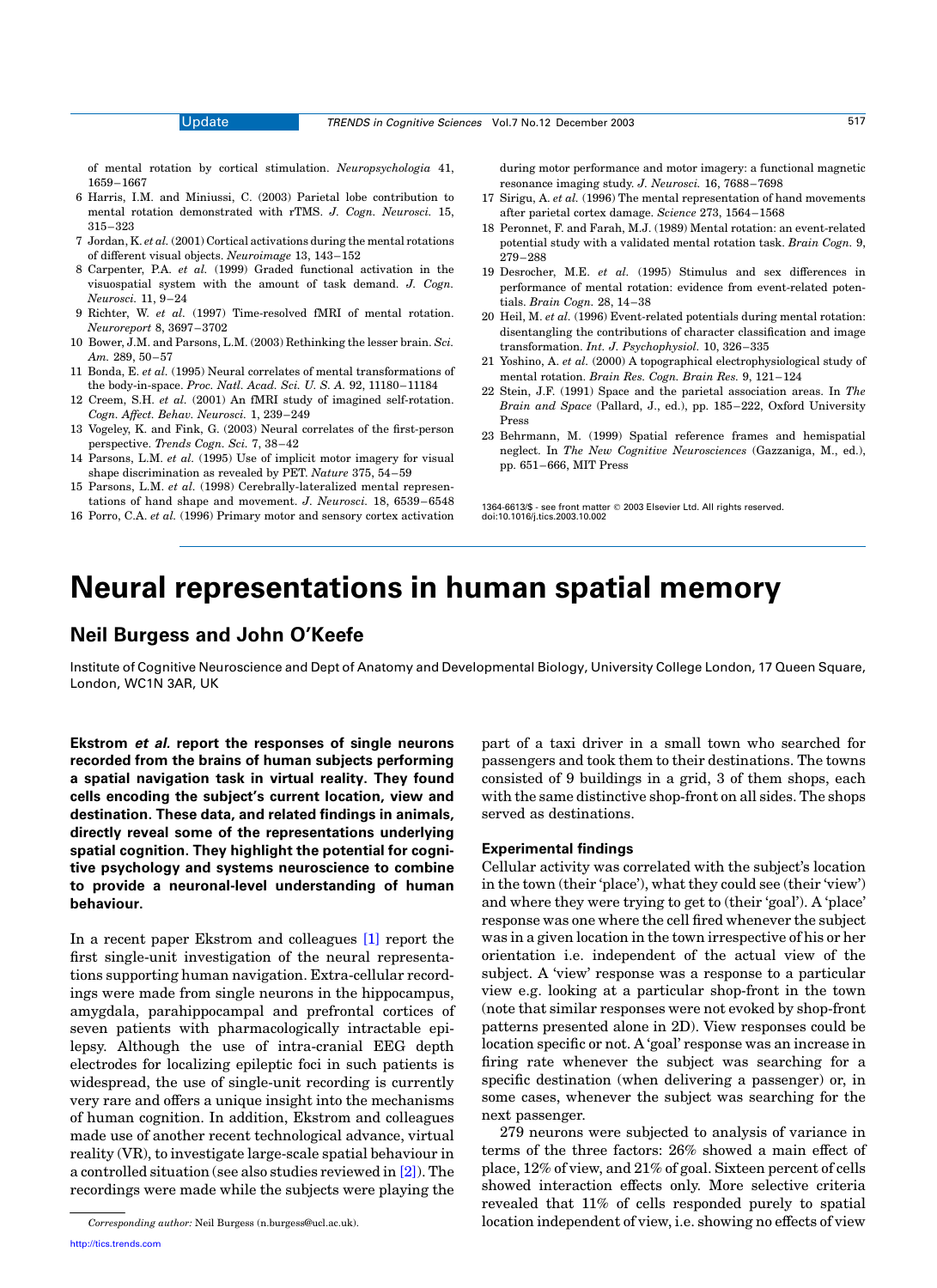of mental rotation by cortical stimulation. *Neuropsychologia* 41, 1659–1667

6 Harris, I.M. and Miniussi, C. (2003) Parietal lobe contribution to mental rotation demonstrated with rTMS. *J. Cogn. Neurosci.* 15, 315–323

7 Jordan, K. *et al.* (2001) Cortical activations during the mental rotations of different visual objects. *Neuroimage* 13, 143–152

8 Carpenter, P.A. *et al.* (1999) Graded functional activation in the visuospatial system with the amount of task demand. *J. Cogn. Neurosci.* 11, 9–24

9 Richter, W. *et al.* (1997) Time-resolved fMRI of mental rotation. *Neuroreport* 8, 3697–3702

10 Bower, J.M. and Parsons, L.M. (2003) Rethinking the lesser brain. *Sci. Am.* 289, 50–57

11 Bonda, E. *et al.* (1995) Neural correlates of mental transformations of the body-in-space. *Proc. Natl. Acad. Sci. U. S. A.* 92, 11180–11184

12 Creem, S.H. *et al.* (2001) An fMRI study of imagined self-rotation. *Cogn. Affect. Behav. Neurosci.* 1, 239–249

13 Vogeley, K. and Fink, G. (2003) Neural correlates of the first-person perspective. *Trends Cogn. Sci.* 7, 38–42

14 Parsons, L.M. *et al.* (1995) Use of implicit motor imagery for visual shape discrimination as revealed by PET. *Nature* 375, 54–59

15 Parsons, L.M. *et al.* (1998) Cerebrally-lateralized mental representations of hand shape and movement. *J. Neurosci.* 18, 6539–6548

16 Porro, C.A. *et al.* (1996) Primary motor and sensory cortex activation during motor performance and motor imagery: a functional magnetic resonance imaging study. *J. Neurosci.* 16, 7688–7698

17 Sirigu, A. *et al.* (1996) The mental representation of hand movements after parietal cortex damage. *Science* 273, 1564–1568

18 Peronnet, F. and Farah, M.J. (1989) Mental rotation: an event-related potential study with a validated mental rotation task. *Brain Cogn.* 9, 279–288

19 Desrocher, M.E. *et al.* (1995) Stimulus and sex differences in performance of mental rotation: evidence from event-related potentials. *Brain Cogn.* 28, 14–38

20 Heil, M. *et al.* (1996) Event-related potentials during mental rotation: disentangling the contributions of character classification and image transformation. *Int. J. Psychophysiol.* 10, 326–335

21 Yoshino, A. *et al.* (2000) A topographical electrophysiological study of mental rotation. *Brain Res. Cogn. Brain Res.* 9, 121–124

22 Stein, J.F. (1991) Space and the parietal association areas. In *The Brain and Space* (Pallard, J., ed.), pp. 185–222, Oxford University Press

23 Behrmann, M. (1999) Spatial reference frames and hemispatial neglect. In *The New Cognitive Neurosciences* (Gazzaniga, M., ed.), pp. 651–666, MIT Press

1364-6613/$ - see front matter © 2003 Elsevier Ltd. All rights reserved.
doi:10.1016/j.tics.2003.10.002

# Neural representations in human spatial memory

## Neil Burgess and John O'Keefe

Institute of Cognitive Neuroscience and Dept of Anatomy and Developmental Biology, University College London, 17 Queen Square, London, WC1N 3AR, UK

**Ekstrom *et al.* report the responses of single neurons recorded from the brains of human subjects performing a spatial navigation task in virtual reality. They found cells encoding the subject's current location, view and destination. These data, and related findings in animals, directly reveal some of the representations underlying spatial cognition. They highlight the potential for cognitive psychology and systems neuroscience to combine to provide a neuronal-level understanding of human behaviour.**

In a recent paper Ekstrom and colleagues [1] report the first single-unit investigation of the neural representations supporting human navigation. Extra-cellular recordings were made from single neurons in the hippocampus, amygdala, parahippocampal and prefrontal cortices of seven patients with pharmacologically intractable epilepsy. Although the use of intra-cranial EEG depth electrodes for localizing epileptic foci in such patients is widespread, the use of single-unit recording is currently very rare and offers a unique insight into the mechanisms of human cognition. In addition, Ekstrom and colleagues made use of another recent technological advance, virtual reality (VR), to investigate large-scale spatial behaviour in a controlled situation (see also studies reviewed in [2]). The recordings were made while the subjects were playing the part of a taxi driver in a small town who searched for passengers and took them to their destinations. The towns consisted of 9 buildings in a grid, 3 of them shops, each with the same distinctive shop-front on all sides. The shops served as destinations.

Corresponding author: Neil Burgess (n.burgess@ucl.ac.uk).

### Experimental findings

Cellular activity was correlated with the subject's location in the town (their 'place'), what they could see (their 'view') and where they were trying to get to (their 'goal'). A 'place' response was one where the cell fired whenever the subject was in a given location in the town irrespective of his or her orientation i.e. independent of the actual view of the subject. A 'view' response was a response to a particular view e.g. looking at a particular shop-front in the town (note that similar responses were not evoked by shop-front patterns presented alone in 2D). View responses could be location specific or not. A 'goal' response was an increase in firing rate whenever the subject was searching for a specific destination (when delivering a passenger) or, in some cases, whenever the subject was searching for the next passenger.

279 neurons were subjected to analysis of variance in terms of the three factors: 26% showed a main effect of place, 12% of view, and 21% of goal. Sixteen percent of cells showed interaction effects only. More selective criteria revealed that 11% of cells responded purely to spatial location independent of view, i.e. showing no effects of view